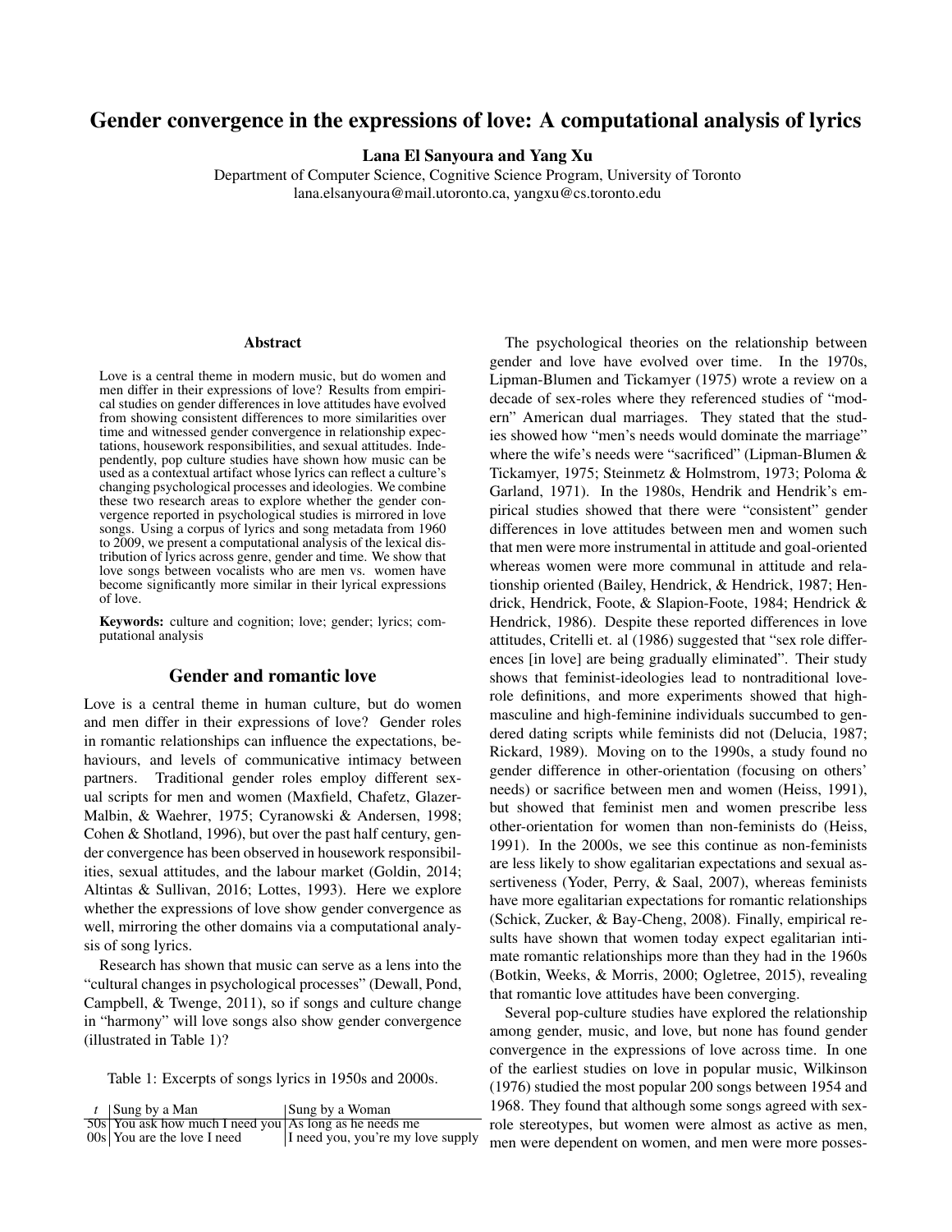# Gender convergence in the expressions of love: A computational analysis of lyrics

**Lana El Sanyoura and Yang Xu**

Department of Computer Science, Cognitive Science Program, University of Toronto
lana.elsanyoura@mail.utoronto.ca, yangxu@cs.toronto.edu

## Abstract

Love is a central theme in modern music, but do women and men differ in their expressions of love? Results from empirical studies on gender differences in love attitudes have evolved from showing consistent differences to more similarities over time and witnessed gender convergence in relationship expectations, housework responsibilities, and sexual attitudes. Independently, pop culture studies have shown how music can be used as a contextual artifact whose lyrics can reflect a culture's changing psychological processes and ideologies. We combine these two research areas to explore whether the gender convergence reported in psychological studies is mirrored in love songs. Using a corpus of lyrics and song metadata from 1960 to 2009, we present a computational analysis of the lexical distribution of lyrics across genre, gender and time. We show that love songs between vocalists who are men vs. women have become significantly more similar in their lyrical expressions of love.

**Keywords:** culture and cognition; love; gender; lyrics; computational analysis

## Gender and romantic love

Love is a central theme in human culture, but do women and men differ in their expressions of love? Gender roles in romantic relationships can influence the expectations, behaviours, and levels of communicative intimacy between partners. Traditional gender roles employ different sexual scripts for men and women (Maxfield, Chafetz, Glazer-Malbin, & Waehrer, 1975; Cyranowski & Andersen, 1998; Cohen & Shotland, 1996), but over the past half century, gender convergence has been observed in housework responsibilities, sexual attitudes, and the labour market (Goldin, 2014; Altintas & Sullivan, 2016; Lottes, 1993). Here we explore whether the expressions of love show gender convergence as well, mirroring the other domains via a computational analysis of song lyrics.

Research has shown that music can serve as a lens into the "cultural changes in psychological processes" (Dewall, Pond, Campbell, & Twenge, 2011), so if songs and culture change in "harmony" will love songs also show gender convergence (illustrated in Table 1)?

Table 1: Excerpts of songs lyrics in 1950s and 2000s.

| $t$ | Sung by a Man | Sung by a Woman |
|---|---|---|
| 50s | You ask how much I need you | As long as he needs me |
| 00s | You are the love I need | I need you, you're my love supply |

The psychological theories on the relationship between gender and love have evolved over time. In the 1970s, Lipman-Blumen and Tickamyer (1975) wrote a review on a decade of sex-roles where they referenced studies of "modern" American dual marriages. They stated that the studies showed how "men's needs would dominate the marriage" where the wife's needs were "sacrificed" (Lipman-Blumen & Tickamyer, 1975; Steinmetz & Holmstrom, 1973; Poloma & Garland, 1971). In the 1980s, Hendrik and Hendrik's empirical studies showed that there were "consistent" gender differences in love attitudes between men and women such that men were more instrumental in attitude and goal-oriented whereas women were more communal in attitude and relationship oriented (Bailey, Hendrick, & Hendrick, 1987; Hendrick, Hendrick, Foote, & Slapion-Foote, 1984; Hendrick & Hendrick, 1986). Despite these reported differences in love attitudes, Critelli et. al (1986) suggested that "sex role differences [in love] are being gradually eliminated". Their study shows that feminist-ideologies lead to nontraditional love-role definitions, and more experiments showed that high-masculine and high-feminine individuals succumbed to gendered dating scripts while feminists did not (Delucia, 1987; Rickard, 1989). Moving on to the 1990s, a study found no gender difference in other-orientation (focusing on others' needs) or sacrifice between men and women (Heiss, 1991), but showed that feminist men and women prescribe less other-orientation for women than non-feminists do (Heiss, 1991). In the 2000s, we see this continue as non-feminists are less likely to show egalitarian expectations and sexual assertiveness (Yoder, Perry, & Saal, 2007), whereas feminists have more egalitarian expectations for romantic relationships (Schick, Zucker, & Bay-Cheng, 2008). Finally, empirical results have shown that women today expect egalitarian intimate romantic relationships more than they had in the 1960s (Botkin, Weeks, & Morris, 2000; Ogletree, 2015), revealing that romantic love attitudes have been converging.

Several pop-culture studies have explored the relationship among gender, music, and love, but none has found gender convergence in the expressions of love across time. In one of the earliest studies on love in popular music, Wilkinson (1976) studied the most popular 200 songs between 1954 and 1968. They found that although some songs agreed with sex-role stereotypes, but women were almost as active as men, men were dependent on women, and men were more posses-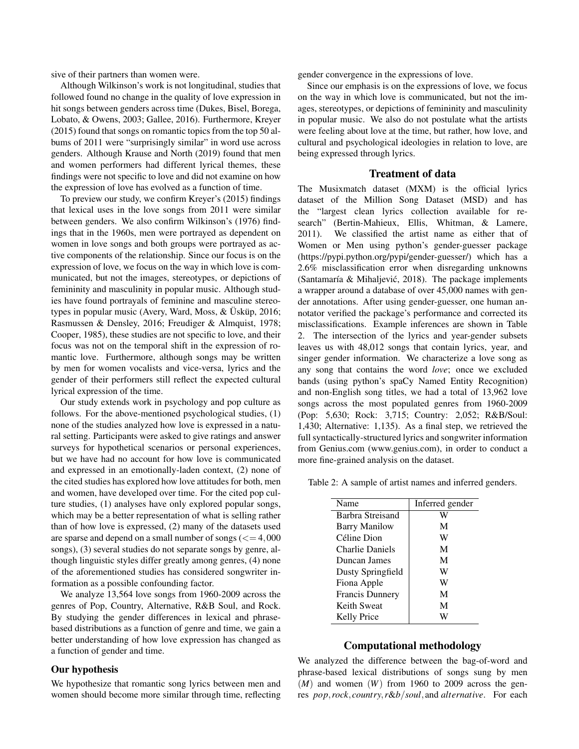sive of their partners than women were.

Although Wilkinson's work is not longitudinal, studies that followed found no change in the quality of love expression in hit songs between genders across time (Dukes, Bisel, Borega, Lobato, & Owens, 2003; Gallee, 2016). Furthermore, Kreyer (2015) found that songs on romantic topics from the top 50 albums of 2011 were "surprisingly similar" in word use across genders. Although Krause and North (2019) found that men and women performers had different lyrical themes, these findings were not specific to love and did not examine on how the expression of love has evolved as a function of time.

To preview our study, we confirm Kreyer's (2015) findings that lexical uses in the love songs from 2011 were similar between genders. We also confirm Wilkinson's (1976) findings that in the 1960s, men were portrayed as dependent on women in love songs and both groups were portrayed as active components of the relationship. Since our focus is on the expression of love, we focus on the way in which love is communicated, but not the images, stereotypes, or depictions of femininity and masculinity in popular music. Although studies have found portrayals of feminine and masculine stereotypes in popular music (Avery, Ward, Moss, & Üsküp, 2016; Rasmussen & Densley, 2016; Freudiger & Almquist, 1978; Cooper, 1985), these studies are not specific to love, and their focus was not on the temporal shift in the expression of romantic love. Furthermore, although songs may be written by men for women vocalists and vice-versa, lyrics and the gender of their performers still reflect the expected cultural lyrical expression of the time.

Our study extends work in psychology and pop culture as follows. For the above-mentioned psychological studies, (1) none of the studies analyzed how love is expressed in a natural setting. Participants were asked to give ratings and answer surveys for hypothetical scenarios or personal experiences, but we have had no account for how love is communicated and expressed in an emotionally-laden context, (2) none of the cited studies has explored how love attitudes for both, men and women, have developed over time. For the cited pop culture studies, (1) analyses have only explored popular songs, which may be a better representation of what is selling rather than of how love is expressed, (2) many of the datasets used are sparse and depend on a small number of songs ($<= 4,000$ songs), (3) several studies do not separate songs by genre, although linguistic styles differ greatly among genres, (4) none of the aforementioned studies has considered songwriter information as a possible confounding factor.

We analyze 13,564 love songs from 1960-2009 across the genres of Pop, Country, Alternative, R&B Soul, and Rock. By studying the gender differences in lexical and phrase-based distributions as a function of genre and time, we gain a better understanding of how love expression has changed as a function of gender and time.

### Our hypothesis

We hypothesize that romantic song lyrics between men and women should become more similar through time, reflecting gender convergence in the expressions of love.

Since our emphasis is on the expressions of love, we focus on the way in which love is communicated, but not the images, stereotypes, or depictions of femininity and masculinity in popular music. We also do not postulate what the artists were feeling about love at the time, but rather, how love, and cultural and psychological ideologies in relation to love, are being expressed through lyrics.

## Treatment of data

The Musixmatch dataset (MXM) is the official lyrics dataset of the Million Song Dataset (MSD) and has the "largest clean lyrics collection available for research" (Bertin-Mahieux, Ellis, Whitman, & Lamere, 2011). We classified the artist name as either that of Women or Men using python's gender-guesser package (https://pypi.python.org/pypi/gender-guesser/) which has a 2.6% misclassification error when disregarding unknowns (Santamaría & Mihaljević, 2018). The package implements a wrapper around a database of over 45,000 names with gender annotations. After using gender-guesser, one human annotator verified the package's performance and corrected its misclassifications. Example inferences are shown in Table 2. The intersection of the lyrics and year-gender subsets leaves us with 48,012 songs that contain lyrics, year, and singer gender information. We characterize a love song as any song that contains the word *love*; once we excluded bands (using python's spaCy Named Entity Recognition) and non-English song titles, we had a total of 13,962 love songs across the most populated genres from 1960-2009 (Pop: 5,630; Rock: 3,715; Country: 2,052; R&B/Soul: 1,430; Alternative: 1,135). As a final step, we retrieved the full syntactically-structured lyrics and songwriter information from Genius.com (www.genius.com), in order to conduct a more fine-grained analysis on the dataset.

Table 2: A sample of artist names and inferred genders.

| Name | Inferred gender |
|---|---|
| Barbra Streisand | W |
| Barry Manilow | M |
| Céline Dion | W |
| Charlie Daniels | M |
| Duncan James | M |
| Dusty Springfield | W |
| Fiona Apple | W |
| Francis Dunnery | M |
| Keith Sweat | M |
| Kelly Price | W |

## Computational methodology

We analyzed the difference between the bag-of-word and phrase-based lexical distributions of songs sung by men ($M$) and women ($W$) from 1960 to 2009 across the genres $pop, rock, country, r\&b/soul,$ and $alternative$. For each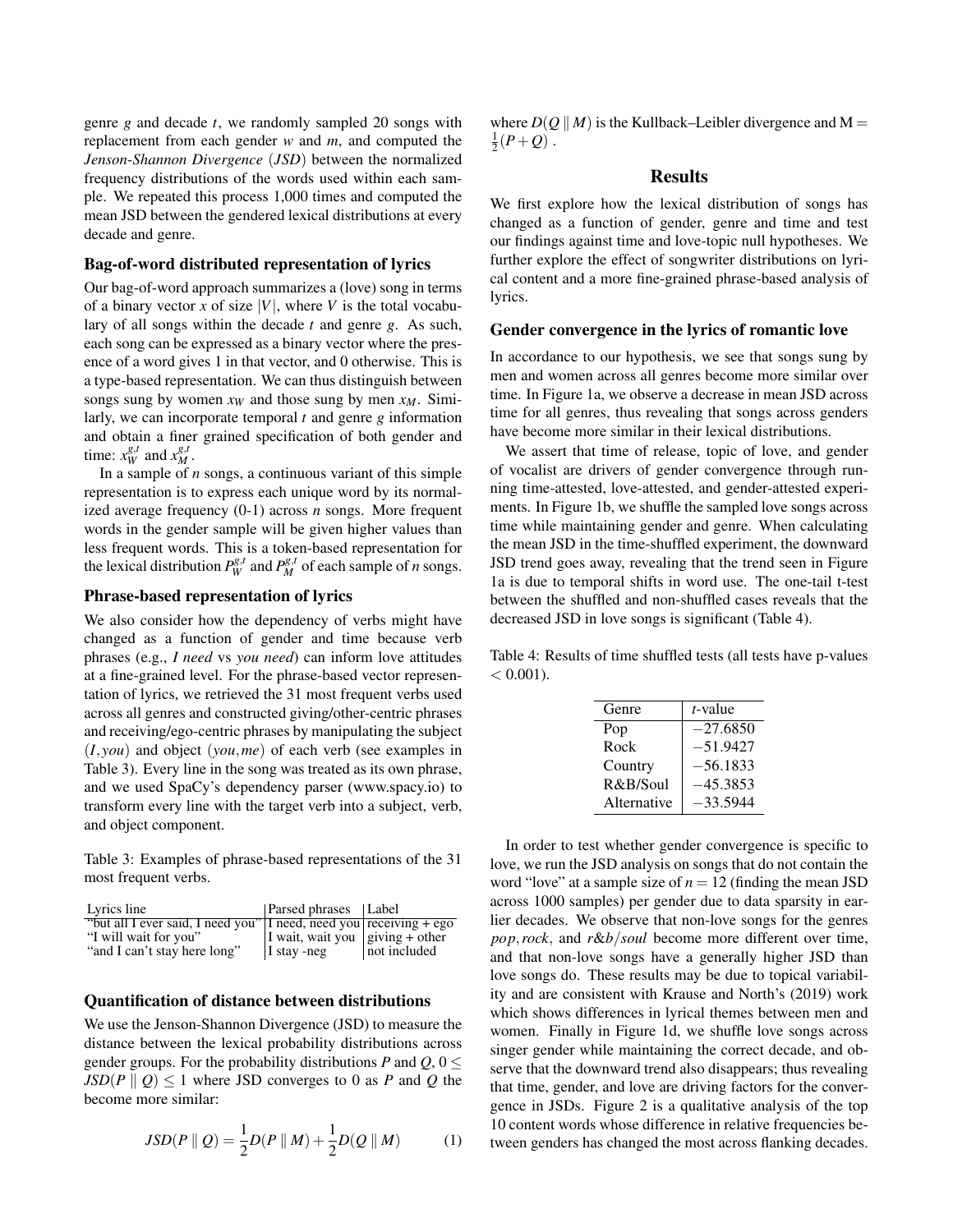genre $g$ and decade $t$, we randomly sampled 20 songs with replacement from each gender $w$ and $m$, and computed the *Jenson-Shannon Divergence* (*JSD*) between the normalized frequency distributions of the words used within each sample. We repeated this process 1,000 times and computed the mean JSD between the gendered lexical distributions at every decade and genre.

### Bag-of-word distributed representation of lyrics

Our bag-of-word approach summarizes a (love) song in terms of a binary vector $x$ of size $|V|$, where $V$ is the total vocabulary of all songs within the decade $t$ and genre $g$. As such, each song can be expressed as a binary vector where the presence of a word gives 1 in that vector, and 0 otherwise. This is a type-based representation. We can thus distinguish between songs sung by women $x_W$ and those sung by men $x_M$. Similarly, we can incorporate temporal $t$ and genre $g$ information and obtain a finer grained specification of both gender and time: $x_W^{g,t}$ and $x_M^{g,t}$.

In a sample of $n$ songs, a continuous variant of this simple representation is to express each unique word by its normalized average frequency (0-1) across $n$ songs. More frequent words in the gender sample will be given higher values than less frequent words. This is a token-based representation for the lexical distribution $P_W^{g,t}$ and $P_M^{g,t}$ of each sample of $n$ songs.

### Phrase-based representation of lyrics

We also consider how the dependency of verbs might have changed as a function of gender and time because verb phrases (e.g., *I need* vs *you need*) can inform love attitudes at a fine-grained level. For the phrase-based vector representation of lyrics, we retrieved the 31 most frequent verbs used across all genres and constructed giving/other-centric phrases and receiving/ego-centric phrases by manipulating the subject $(I, you)$ and object $(you, me)$ of each verb (see examples in Table 3). Every line in the song was treated as its own phrase, and we used SpaCy's dependency parser (www.spacy.io) to transform every line with the target verb into a subject, verb, and object component.

Table 3: Examples of phrase-based representations of the 31 most frequent verbs.

| Lyrics line | Parsed phrases | Label |
|---|---|---|
| "but all I ever said, I need you" | I need, need you | receiving + ego |
| "I will wait for you" | I wait, wait you | giving + other |
| "and I can't stay here long" | I stay -neg | not included |

### Quantification of distance between distributions

We use the Jenson-Shannon Divergence (JSD) to measure the distance between the lexical probability distributions across gender groups. For the probability distributions $P$ and $Q$, $0 \leq JSD(P \parallel Q) \leq 1$ where JSD converges to 0 as $P$ and $Q$ the become more similar:

$$JSD(P \parallel Q) = \frac{1}{2}D(P \parallel M) + \frac{1}{2}D(Q \parallel M) \tag{1}$$

where $D(Q \parallel M)$ is the Kullback–Leibler divergence and $M = \frac{1}{2}(P+Q)$.

## Results

We first explore how the lexical distribution of songs has changed as a function of gender, genre and time and test our findings against time and love-topic null hypotheses. We further explore the effect of songwriter distributions on lyrical content and a more fine-grained phrase-based analysis of lyrics.

### Gender convergence in the lyrics of romantic love

In accordance to our hypothesis, we see that songs sung by men and women across all genres become more similar over time. In Figure 1a, we observe a decrease in mean JSD across time for all genres, thus revealing that songs across genders have become more similar in their lexical distributions.

We assert that time of release, topic of love, and gender of vocalist are drivers of gender convergence through running time-attested, love-attested, and gender-attested experiments. In Figure 1b, we shuffle the sampled love songs across time while maintaining gender and genre. When calculating the mean JSD in the time-shuffled experiment, the downward JSD trend goes away, revealing that the trend seen in Figure 1a is due to temporal shifts in word use. The one-tail t-test between the shuffled and non-shuffled cases reveals that the decreased JSD in love songs is significant (Table 4).

Table 4: Results of time shuffled tests (all tests have p-values $< 0.001$).

| Genre | $t$-value |
|---|---|
| Pop | $-27.6850$ |
| Rock | $-51.9427$ |
| Country | $-56.1833$ |
| R&B/Soul | $-45.3853$ |
| Alternative | $-33.5944$ |

In order to test whether gender convergence is specific to love, we run the JSD analysis on songs that do not contain the word "love" at a sample size of $n = 12$ (finding the mean JSD across 1000 samples) per gender due to data sparsity in earlier decades. We observe that non-love songs for the genres *pop*, *rock*, and *r&b/soul* become more different over time, and that non-love songs have a generally higher JSD than love songs do. These results may be due to topical variability and are consistent with Krause and North's (2019) work which shows differences in lyrical themes between men and women. Finally in Figure 1d, we shuffle love songs across singer gender while maintaining the correct decade, and observe that the downward trend also disappears; thus revealing that time, gender, and love are driving factors for the convergence in JSDs. Figure 2 is a qualitative analysis of the top 10 content words whose difference in relative frequencies between genders has changed the most across flanking decades.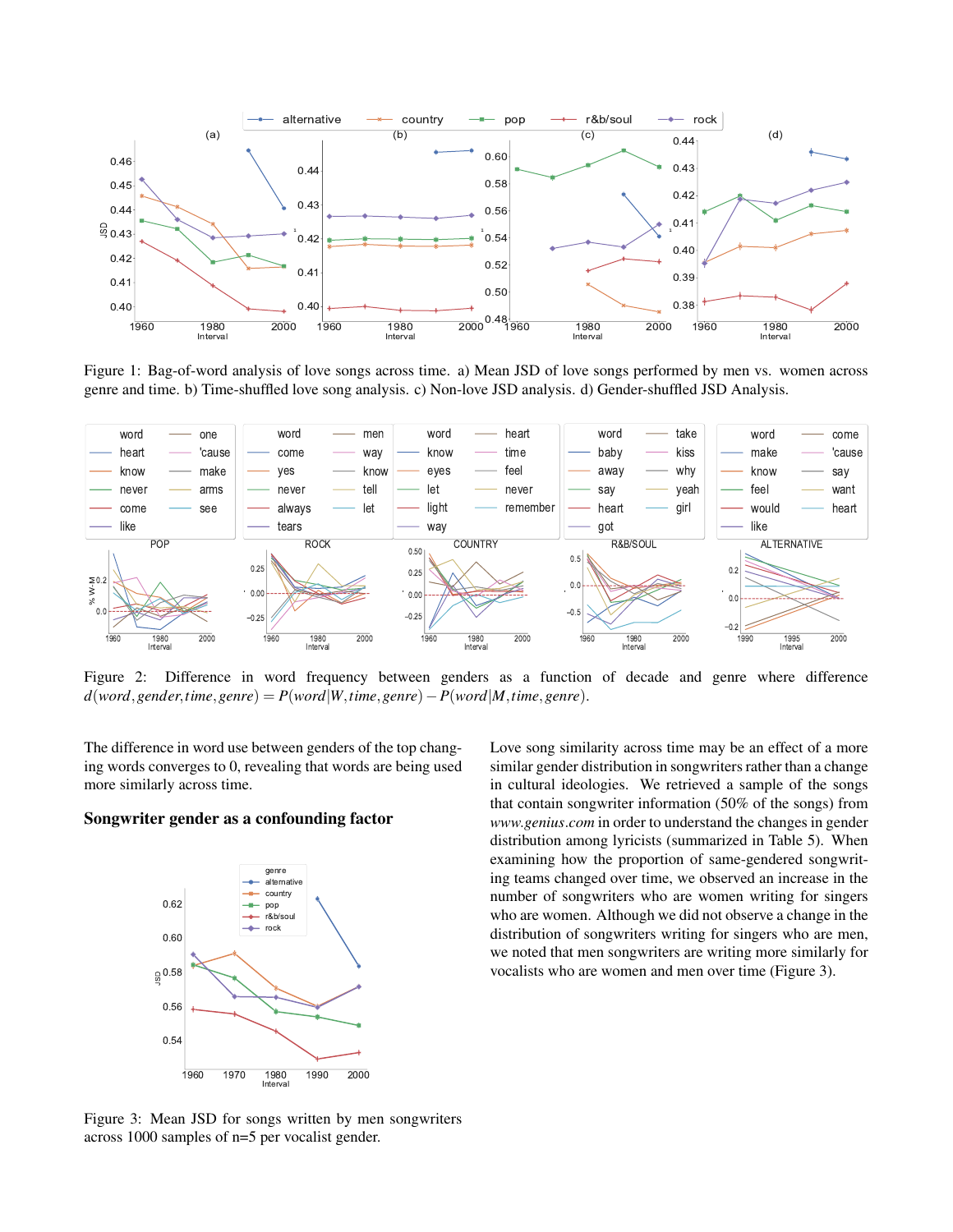Figure 1: Bag-of-word analysis of love songs across time. a) Mean JSD of love songs performed by men vs. women across genre and time. b) Time-shuffled love song analysis. c) Non-love JSD analysis. d) Gender-shuffled JSD Analysis.

Figure 2: Difference in word frequency between genders as a function of decade and genre where difference $d(word, gender, time, genre) = P(word|W, time, genre) - P(word|M, time, genre)$.

The difference in word use between genders of the top changing words converges to 0, revealing that words are being used more similarly across time.

## Songwriter gender as a confounding factor

Figure 3: Mean JSD for songs written by men songwriters across 1000 samples of n=5 per vocalist gender.

Love song similarity across time may be an effect of a more similar gender distribution in songwriters rather than a change in cultural ideologies. We retrieved a sample of the songs that contain songwriter information (50% of the songs) from *www.genius.com* in order to understand the changes in gender distribution among lyricists (summarized in Table 5). When examining how the proportion of same-gendered songwriting teams changed over time, we observed an increase in the number of songwriters who are women writing for singers who are women. Although we did not observe a change in the distribution of songwriters writing for singers who are men, we noted that men songwriters are writing more similarly for vocalists who are women and men over time (Figure 3).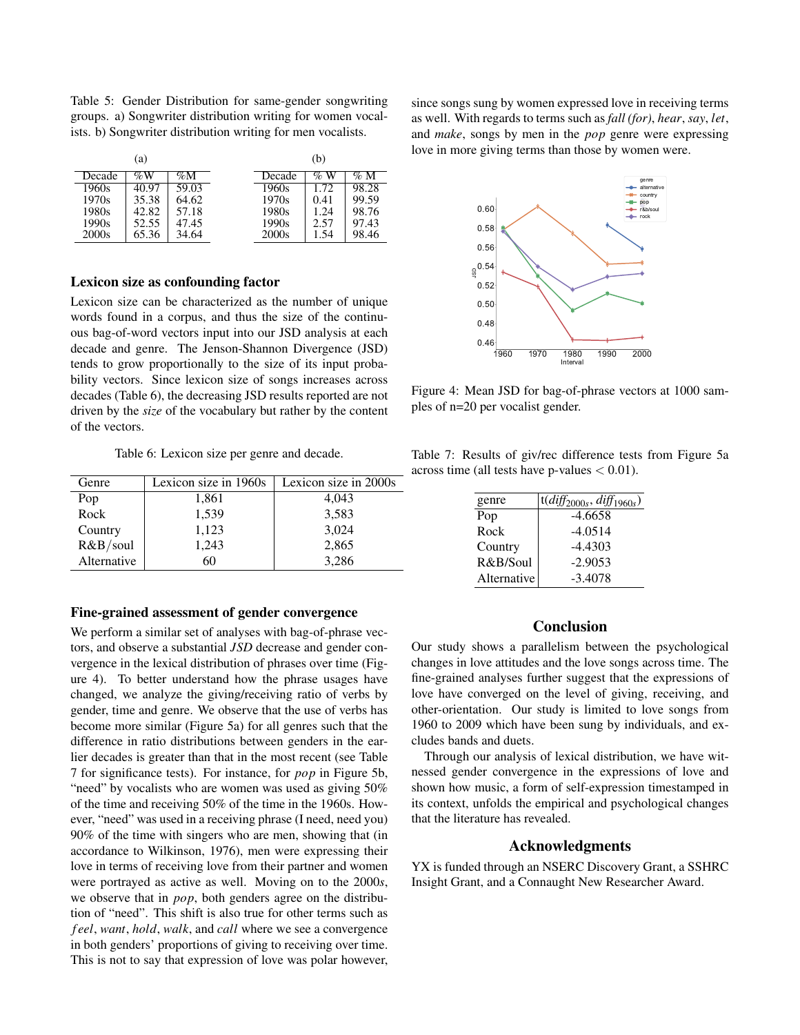Table 5: Gender Distribution for same-gender songwriting groups. a) Songwriter distribution writing for women vocalists. b) Songwriter distribution writing for men vocalists.

(a)

| Decade | %W | %M |
|---|---|---|
| 1960s | 40.97 | 59.03 |
| 1970s | 35.38 | 64.62 |
| 1980s | 42.82 | 57.18 |
| 1990s | 52.55 | 47.45 |
| 2000s | 65.36 | 34.64 |

(b)

| Decade | % W | % M |
|---|---|---|
| 1960s | 1.72 | 98.28 |
| 1970s | 0.41 | 99.59 |
| 1980s | 1.24 | 98.76 |
| 1990s | 2.57 | 97.43 |
| 2000s | 1.54 | 98.46 |

## Lexicon size as confounding factor

Lexicon size can be characterized as the number of unique words found in a corpus, and thus the size of the continuous bag-of-word vectors input into our JSD analysis at each decade and genre. The Jenson-Shannon Divergence (JSD) tends to grow proportionally to the size of its input probability vectors. Since lexicon size of songs increases across decades (Table 6), the decreasing JSD results reported are not driven by the *size* of the vocabulary but rather by the content of the vectors.

Table 6: Lexicon size per genre and decade.

| Genre | Lexicon size in 1960s | Lexicon size in 2000s |
|---|---|---|
| Pop | 1,861 | 4,043 |
| Rock | 1,539 | 3,583 |
| Country | 1,123 | 3,024 |
| R&B/soul | 1,243 | 2,865 |
| Alternative | 60 | 3,286 |

## Fine-grained assessment of gender convergence

We perform a similar set of analyses with bag-of-phrase vectors, and observe a substantial *JSD* decrease and gender convergence in the lexical distribution of phrases over time (Figure 4). To better understand how the phrase usages have changed, we analyze the giving/receiving ratio of verbs by gender, time and genre. We observe that the use of verbs has become more similar (Figure 5a) for all genres such that the difference in ratio distributions between genders in the earlier decades is greater than that in the most recent (see Table 7 for significance tests). For instance, for *pop* in Figure 5b, "need" by vocalists who are women was used as giving 50% of the time and receiving 50% of the time in the 1960s. However, "need" was used in a receiving phrase (I need, need you) 90% of the time with singers who are men, showing that (in accordance to Wilkinson, 1976), men were expressing their love in terms of receiving love from their partner and women were portrayed as active as well. Moving on to the 2000*s*, we observe that in *pop*, both genders agree on the distribution of "need". This shift is also true for other terms such as *feel*, *want*, *hold*, *walk*, and *call* where we see a convergence in both genders' proportions of giving to receiving over time. This is not to say that expression of love was polar however, since songs sung by women expressed love in receiving terms as well. With regards to terms such as *fall (for)*, *hear*, *say*, *let*, and *make*, songs by men in the *pop* genre were expressing love in more giving terms than those by women were.

Figure 4: Mean JSD for bag-of-phrase vectors at 1000 samples of n=20 per vocalist gender.

Table 7: Results of giv/rec difference tests from Figure 5a across time (all tests have p-values $< 0.01$).

| genre | t($diff_{2000s}$, $diff_{1960s}$) |
|---|---|
| Pop | -4.6658 |
| Rock | -4.0514 |
| Country | -4.4303 |
| R&B/Soul | -2.9053 |
| Alternative | -3.4078 |

## Conclusion

Our study shows a parallelism between the psychological changes in love attitudes and the love songs across time. The fine-grained analyses further suggest that the expressions of love have converged on the level of giving, receiving, and other-orientation. Our study is limited to love songs from 1960 to 2009 which have been sung by individuals, and excludes bands and duets.

Through our analysis of lexical distribution, we have witnessed gender convergence in the expressions of love and shown how music, a form of self-expression timestamped in its context, unfolds the empirical and psychological changes that the literature has revealed.

## Acknowledgments

YX is funded through an NSERC Discovery Grant, a SSHRC Insight Grant, and a Connaught New Researcher Award.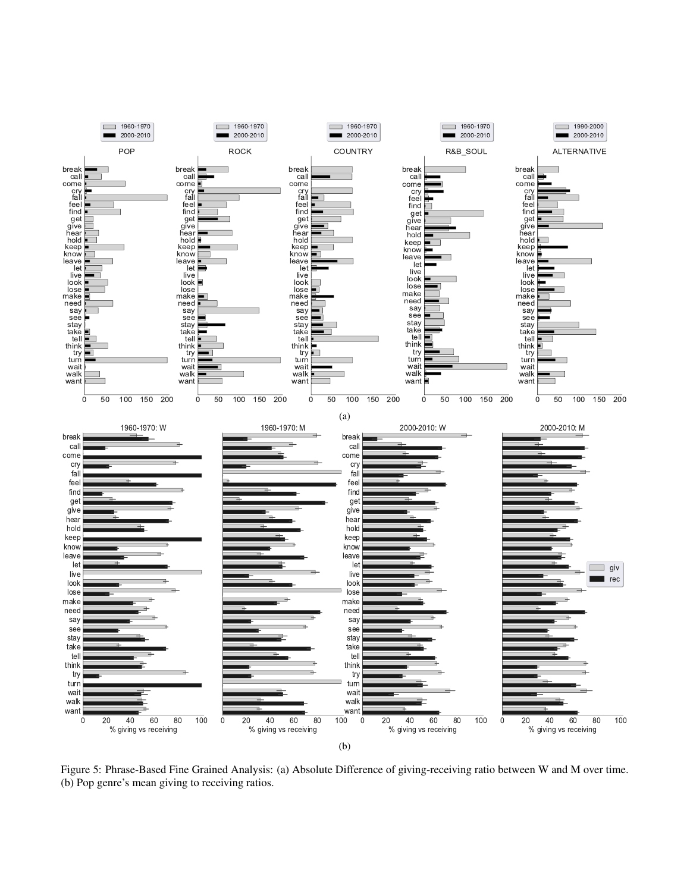Figure 5: Phrase-Based Fine Grained Analysis: (a) Absolute Difference of giving-receiving ratio between W and M over time. (b) Pop genre's mean giving to receiving ratios.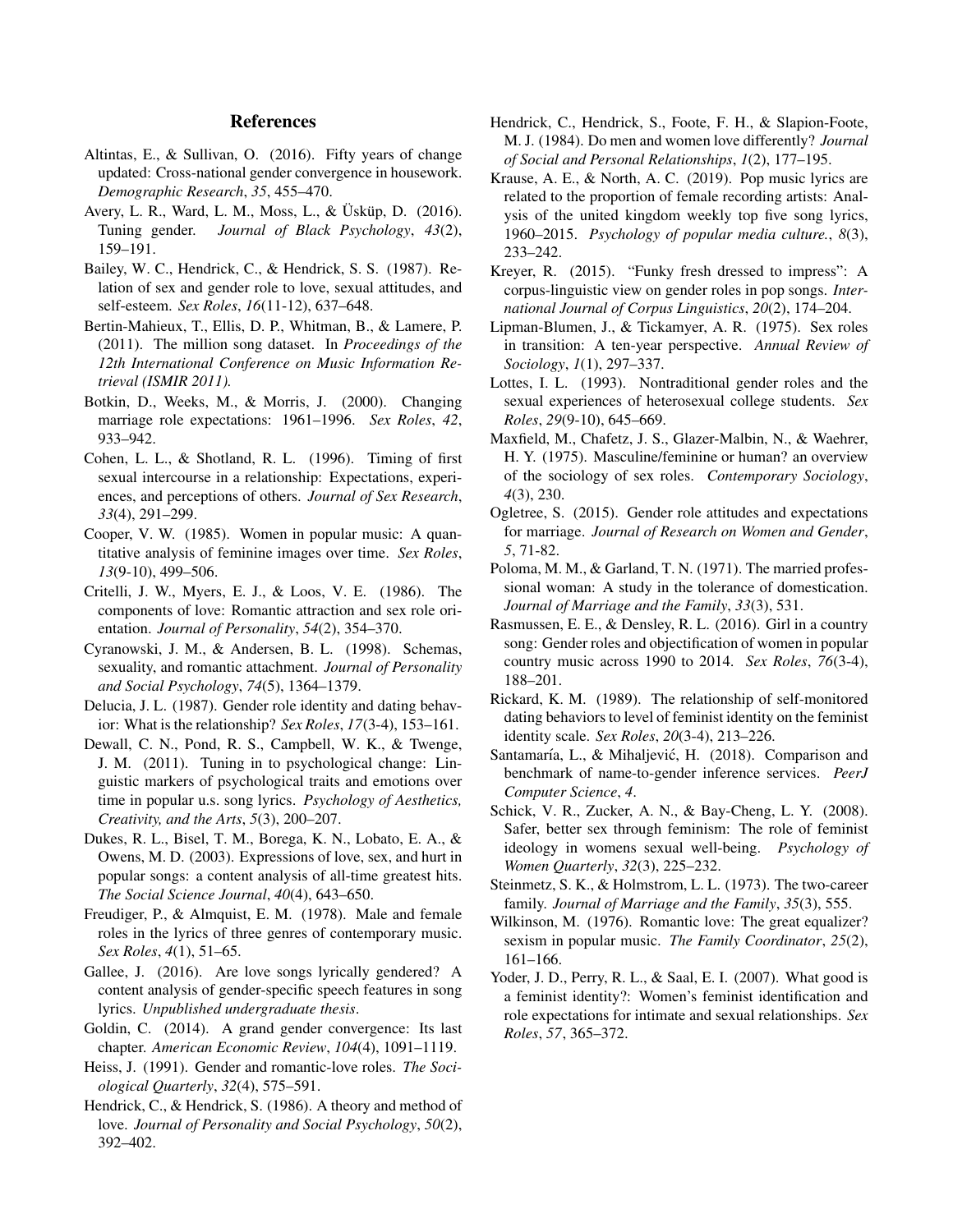## References

Altintas, E., & Sullivan, O. (2016). Fifty years of change updated: Cross-national gender convergence in housework. *Demographic Research*, *35*, 455–470.

Avery, L. R., Ward, L. M., Moss, L., & Üsküp, D. (2016). Tuning gender. *Journal of Black Psychology*, *43*(2), 159–191.

Bailey, W. C., Hendrick, C., & Hendrick, S. S. (1987). Relation of sex and gender role to love, sexual attitudes, and self-esteem. *Sex Roles*, *16*(11-12), 637–648.

Bertin-Mahieux, T., Ellis, D. P., Whitman, B., & Lamere, P. (2011). The million song dataset. In *Proceedings of the 12th International Conference on Music Information Retrieval (ISMIR 2011).*

Botkin, D., Weeks, M., & Morris, J. (2000). Changing marriage role expectations: 1961–1996. *Sex Roles*, *42*, 933–942.

Cohen, L. L., & Shotland, R. L. (1996). Timing of first sexual intercourse in a relationship: Expectations, experiences, and perceptions of others. *Journal of Sex Research*, *33*(4), 291–299.

Cooper, V. W. (1985). Women in popular music: A quantitative analysis of feminine images over time. *Sex Roles*, *13*(9-10), 499–506.

Critelli, J. W., Myers, E. J., & Loos, V. E. (1986). The components of love: Romantic attraction and sex role orientation. *Journal of Personality*, *54*(2), 354–370.

Cyranowski, J. M., & Andersen, B. L. (1998). Schemas, sexuality, and romantic attachment. *Journal of Personality and Social Psychology*, *74*(5), 1364–1379.

Delucia, J. L. (1987). Gender role identity and dating behavior: What is the relationship? *Sex Roles*, *17*(3-4), 153–161.

Dewall, C. N., Pond, R. S., Campbell, W. K., & Twenge, J. M. (2011). Tuning in to psychological change: Linguistic markers of psychological traits and emotions over time in popular u.s. song lyrics. *Psychology of Aesthetics, Creativity, and the Arts*, *5*(3), 200–207.

Dukes, R. L., Bisel, T. M., Borega, K. N., Lobato, E. A., & Owens, M. D. (2003). Expressions of love, sex, and hurt in popular songs: a content analysis of all-time greatest hits. *The Social Science Journal*, *40*(4), 643–650.

Freudiger, P., & Almquist, E. M. (1978). Male and female roles in the lyrics of three genres of contemporary music. *Sex Roles*, *4*(1), 51–65.

Gallee, J. (2016). Are love songs lyrically gendered? A content analysis of gender-specific speech features in song lyrics. *Unpublished undergraduate thesis*.

Goldin, C. (2014). A grand gender convergence: Its last chapter. *American Economic Review*, *104*(4), 1091–1119.

Heiss, J. (1991). Gender and romantic-love roles. *The Sociological Quarterly*, *32*(4), 575–591.

Hendrick, C., & Hendrick, S. (1986). A theory and method of love. *Journal of Personality and Social Psychology*, *50*(2), 392–402.

Hendrick, C., Hendrick, S., Foote, F. H., & Slapion-Foote, M. J. (1984). Do men and women love differently? *Journal of Social and Personal Relationships*, *1*(2), 177–195.

Krause, A. E., & North, A. C. (2019). Pop music lyrics are related to the proportion of female recording artists: Analysis of the united kingdom weekly top five song lyrics, 1960–2015. *Psychology of popular media culture.*, *8*(3), 233–242.

Kreyer, R. (2015). "Funky fresh dressed to impress": A corpus-linguistic view on gender roles in pop songs. *International Journal of Corpus Linguistics*, *20*(2), 174–204.

Lipman-Blumen, J., & Tickamyer, A. R. (1975). Sex roles in transition: A ten-year perspective. *Annual Review of Sociology*, *1*(1), 297–337.

Lottes, I. L. (1993). Nontraditional gender roles and the sexual experiences of heterosexual college students. *Sex Roles*, *29*(9-10), 645–669.

Maxfield, M., Chafetz, J. S., Glazer-Malbin, N., & Waehrer, H. Y. (1975). Masculine/feminine or human? an overview of the sociology of sex roles. *Contemporary Sociology*, *4*(3), 230.

Ogletree, S. (2015). Gender role attitudes and expectations for marriage. *Journal of Research on Women and Gender*, *5*, 71-82.

Poloma, M. M., & Garland, T. N. (1971). The married professional woman: A study in the tolerance of domestication. *Journal of Marriage and the Family*, *33*(3), 531.

Rasmussen, E. E., & Densley, R. L. (2016). Girl in a country song: Gender roles and objectification of women in popular country music across 1990 to 2014. *Sex Roles*, *76*(3-4), 188–201.

Rickard, K. M. (1989). The relationship of self-monitored dating behaviors to level of feminist identity on the feminist identity scale. *Sex Roles*, *20*(3-4), 213–226.

Santamaría, L., & Mihaljević, H. (2018). Comparison and benchmark of name-to-gender inference services. *PeerJ Computer Science*, *4*.

Schick, V. R., Zucker, A. N., & Bay-Cheng, L. Y. (2008). Safer, better sex through feminism: The role of feminist ideology in womens sexual well-being. *Psychology of Women Quarterly*, *32*(3), 225–232.

Steinmetz, S. K., & Holmstrom, L. L. (1973). The two-career family. *Journal of Marriage and the Family*, *35*(3), 555.

Wilkinson, M. (1976). Romantic love: The great equalizer? sexism in popular music. *The Family Coordinator*, *25*(2), 161–166.

Yoder, J. D., Perry, R. L., & Saal, E. I. (2007). What good is a feminist identity?: Women's feminist identification and role expectations for intimate and sexual relationships. *Sex Roles*, *57*, 365–372.